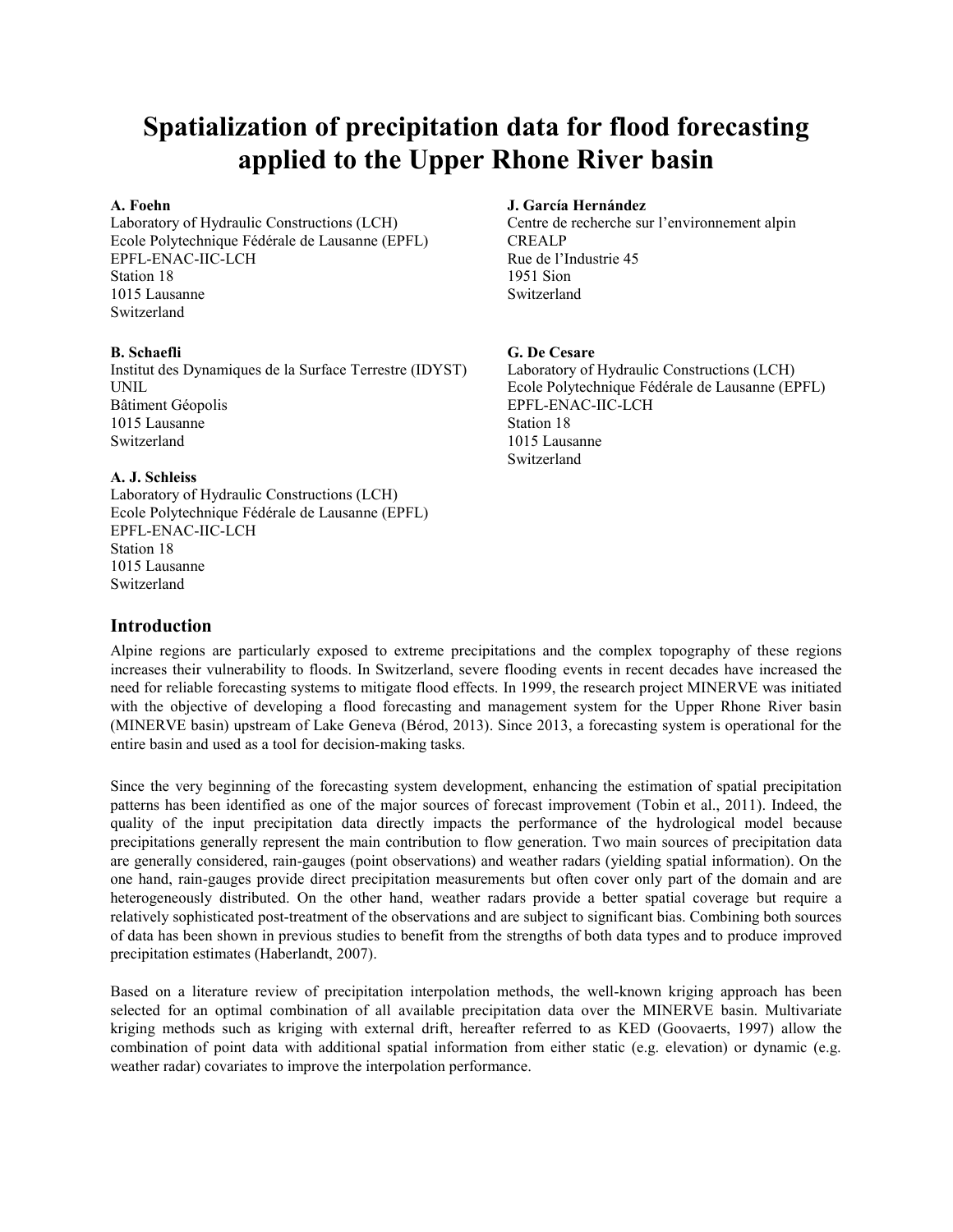# Spatialization of precipitation data for flood forecasting applied to the Upper Rhone River basin

**A. Foehn**
Laboratory of Hydraulic Constructions (LCH)
Ecole Polytechnique Fédérale de Lausanne (EPFL)
EPFL-ENAC-IIC-LCH
Station 18
1015 Lausanne
Switzerland

**J. García Hernández**
Centre de recherche sur l'environnement alpin
CREALP
Rue de l'Industrie 45
1951 Sion
Switzerland

**B. Schaefli**
Institut des Dynamiques de la Surface Terrestre (IDYST)
UNIL
Bâtiment Géopolis
1015 Lausanne
Switzerland

**G. De Cesare**
Laboratory of Hydraulic Constructions (LCH)
Ecole Polytechnique Fédérale de Lausanne (EPFL)
EPFL-ENAC-IIC-LCH
Station 18
1015 Lausanne
Switzerland

**A. J. Schleiss**
Laboratory of Hydraulic Constructions (LCH)
Ecole Polytechnique Fédérale de Lausanne (EPFL)
EPFL-ENAC-IIC-LCH
Station 18
1015 Lausanne
Switzerland

## Introduction

Alpine regions are particularly exposed to extreme precipitations and the complex topography of these regions increases their vulnerability to floods. In Switzerland, severe flooding events in recent decades have increased the need for reliable forecasting systems to mitigate flood effects. In 1999, the research project MINERVE was initiated with the objective of developing a flood forecasting and management system for the Upper Rhone River basin (MINERVE basin) upstream of Lake Geneva (Bérod, 2013). Since 2013, a forecasting system is operational for the entire basin and used as a tool for decision-making tasks.

Since the very beginning of the forecasting system development, enhancing the estimation of spatial precipitation patterns has been identified as one of the major sources of forecast improvement (Tobin et al., 2011). Indeed, the quality of the input precipitation data directly impacts the performance of the hydrological model because precipitations generally represent the main contribution to flow generation. Two main sources of precipitation data are generally considered, rain-gauges (point observations) and weather radars (yielding spatial information). On the one hand, rain-gauges provide direct precipitation measurements but often cover only part of the domain and are heterogeneously distributed. On the other hand, weather radars provide a better spatial coverage but require a relatively sophisticated post-treatment of the observations and are subject to significant bias. Combining both sources of data has been shown in previous studies to benefit from the strengths of both data types and to produce improved precipitation estimates (Haberlandt, 2007).

Based on a literature review of precipitation interpolation methods, the well-known kriging approach has been selected for an optimal combination of all available precipitation data over the MINERVE basin. Multivariate kriging methods such as kriging with external drift, hereafter referred to as KED (Goovaerts, 1997) allow the combination of point data with additional spatial information from either static (e.g. elevation) or dynamic (e.g. weather radar) covariates to improve the interpolation performance.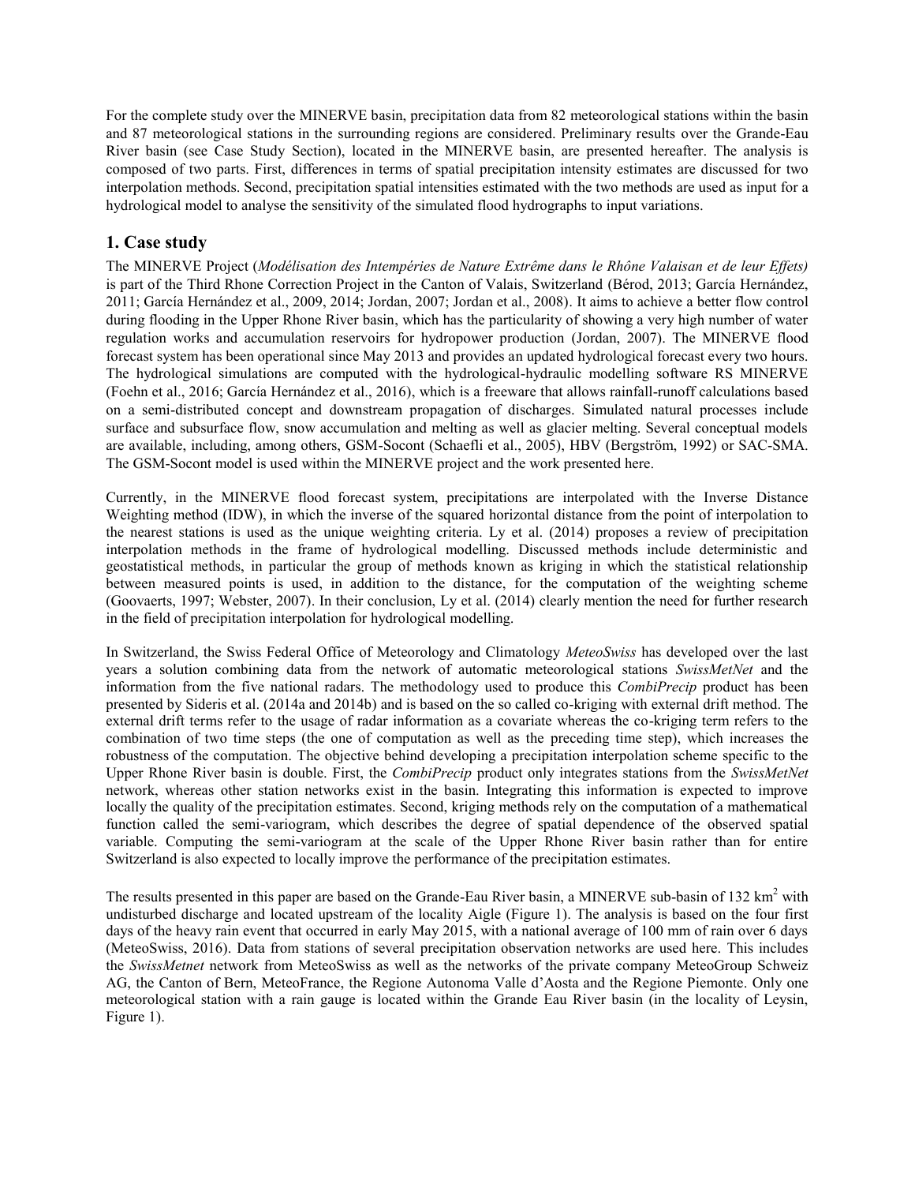For the complete study over the MINERVE basin, precipitation data from 82 meteorological stations within the basin and 87 meteorological stations in the surrounding regions are considered. Preliminary results over the Grande-Eau River basin (see Case Study Section), located in the MINERVE basin, are presented hereafter. The analysis is composed of two parts. First, differences in terms of spatial precipitation intensity estimates are discussed for two interpolation methods. Second, precipitation spatial intensities estimated with the two methods are used as input for a hydrological model to analyse the sensitivity of the simulated flood hydrographs to input variations.

## 1. Case study

The MINERVE Project (*Modélisation des Intempéries de Nature Extrême dans le Rhône Valaisan et de leur Effets)* is part of the Third Rhone Correction Project in the Canton of Valais, Switzerland (Bérod, 2013; García Hernández, 2011; García Hernández et al., 2009, 2014; Jordan, 2007; Jordan et al., 2008). It aims to achieve a better flow control during flooding in the Upper Rhone River basin, which has the particularity of showing a very high number of water regulation works and accumulation reservoirs for hydropower production (Jordan, 2007). The MINERVE flood forecast system has been operational since May 2013 and provides an updated hydrological forecast every two hours. The hydrological simulations are computed with the hydrological-hydraulic modelling software RS MINERVE (Foehn et al., 2016; García Hernández et al., 2016), which is a freeware that allows rainfall-runoff calculations based on a semi-distributed concept and downstream propagation of discharges. Simulated natural processes include surface and subsurface flow, snow accumulation and melting as well as glacier melting. Several conceptual models are available, including, among others, GSM-Socont (Schaefli et al., 2005), HBV (Bergström, 1992) or SAC-SMA. The GSM-Socont model is used within the MINERVE project and the work presented here.

Currently, in the MINERVE flood forecast system, precipitations are interpolated with the Inverse Distance Weighting method (IDW), in which the inverse of the squared horizontal distance from the point of interpolation to the nearest stations is used as the unique weighting criteria. Ly et al. (2014) proposes a review of precipitation interpolation methods in the frame of hydrological modelling. Discussed methods include deterministic and geostatistical methods, in particular the group of methods known as kriging in which the statistical relationship between measured points is used, in addition to the distance, for the computation of the weighting scheme (Goovaerts, 1997; Webster, 2007). In their conclusion, Ly et al. (2014) clearly mention the need for further research in the field of precipitation interpolation for hydrological modelling.

In Switzerland, the Swiss Federal Office of Meteorology and Climatology *MeteoSwiss* has developed over the last years a solution combining data from the network of automatic meteorological stations *SwissMetNet* and the information from the five national radars. The methodology used to produce this *CombiPrecip* product has been presented by Sideris et al. (2014a and 2014b) and is based on the so called co-kriging with external drift method. The external drift terms refer to the usage of radar information as a covariate whereas the co-kriging term refers to the combination of two time steps (the one of computation as well as the preceding time step), which increases the robustness of the computation. The objective behind developing a precipitation interpolation scheme specific to the Upper Rhone River basin is double. First, the *CombiPrecip* product only integrates stations from the *SwissMetNet* network, whereas other station networks exist in the basin. Integrating this information is expected to improve locally the quality of the precipitation estimates. Second, kriging methods rely on the computation of a mathematical function called the semi-variogram, which describes the degree of spatial dependence of the observed spatial variable. Computing the semi-variogram at the scale of the Upper Rhone River basin rather than for entire Switzerland is also expected to locally improve the performance of the precipitation estimates.

The results presented in this paper are based on the Grande-Eau River basin, a MINERVE sub-basin of 132 km$^2$ with undisturbed discharge and located upstream of the locality Aigle (Figure 1). The analysis is based on the four first days of the heavy rain event that occurred in early May 2015, with a national average of 100 mm of rain over 6 days (MeteoSwiss, 2016). Data from stations of several precipitation observation networks are used here. This includes the *SwissMetnet* network from MeteoSwiss as well as the networks of the private company MeteoGroup Schweiz AG, the Canton of Bern, MeteoFrance, the Regione Autonoma Valle d'Aosta and the Regione Piemonte. Only one meteorological station with a rain gauge is located within the Grande Eau River basin (in the locality of Leysin, Figure 1).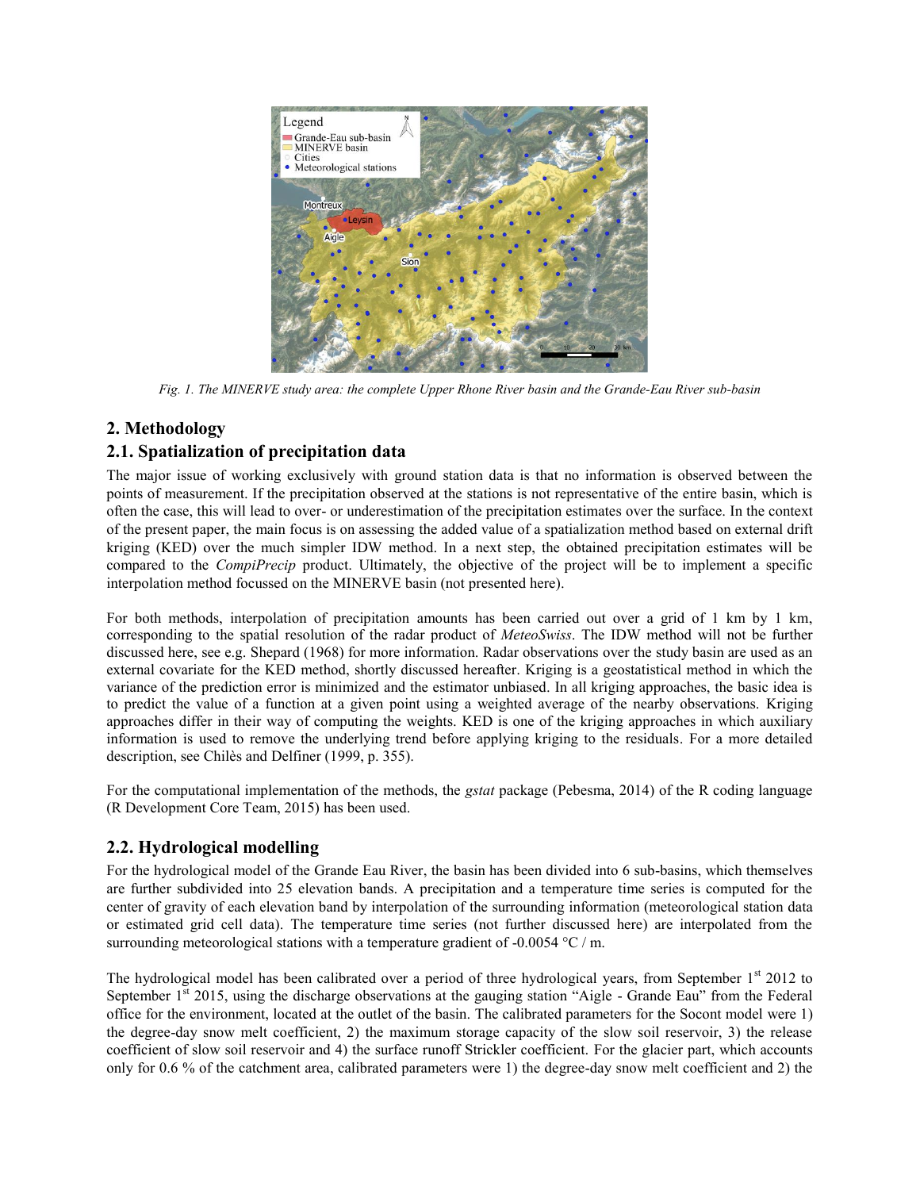*Fig. 1. The MINERVE study area: the complete Upper Rhone River basin and the Grande-Eau River sub-basin*

# 2. Methodology

## 2.1. Spatialization of precipitation data

The major issue of working exclusively with ground station data is that no information is observed between the points of measurement. If the precipitation observed at the stations is not representative of the entire basin, which is often the case, this will lead to over- or underestimation of the precipitation estimates over the surface. In the context of the present paper, the main focus is on assessing the added value of a spatialization method based on external drift kriging (KED) over the much simpler IDW method. In a next step, the obtained precipitation estimates will be compared to the *CompiPrecip* product. Ultimately, the objective of the project will be to implement a specific interpolation method focussed on the MINERVE basin (not presented here).

For both methods, interpolation of precipitation amounts has been carried out over a grid of 1 km by 1 km, corresponding to the spatial resolution of the radar product of *MeteoSwiss*. The IDW method will not be further discussed here, see e.g. Shepard (1968) for more information. Radar observations over the study basin are used as an external covariate for the KED method, shortly discussed hereafter. Kriging is a geostatistical method in which the variance of the prediction error is minimized and the estimator unbiased. In all kriging approaches, the basic idea is to predict the value of a function at a given point using a weighted average of the nearby observations. Kriging approaches differ in their way of computing the weights. KED is one of the kriging approaches in which auxiliary information is used to remove the underlying trend before applying kriging to the residuals. For a more detailed description, see Chilès and Delfiner (1999, p. 355).

For the computational implementation of the methods, the *gstat* package (Pebesma, 2014) of the R coding language (R Development Core Team, 2015) has been used.

## 2.2. Hydrological modelling

For the hydrological model of the Grande Eau River, the basin has been divided into 6 sub-basins, which themselves are further subdivided into 25 elevation bands. A precipitation and a temperature time series is computed for the center of gravity of each elevation band by interpolation of the surrounding information (meteorological station data or estimated grid cell data). The temperature time series (not further discussed here) are interpolated from the surrounding meteorological stations with a temperature gradient of -0.0054 °C / m.

The hydrological model has been calibrated over a period of three hydrological years, from September 1st 2012 to September 1st 2015, using the discharge observations at the gauging station "Aigle - Grande Eau" from the Federal office for the environment, located at the outlet of the basin. The calibrated parameters for the Socont model were 1) the degree-day snow melt coefficient, 2) the maximum storage capacity of the slow soil reservoir, 3) the release coefficient of slow soil reservoir and 4) the surface runoff Strickler coefficient. For the glacier part, which accounts only for 0.6 % of the catchment area, calibrated parameters were 1) the degree-day snow melt coefficient and 2) the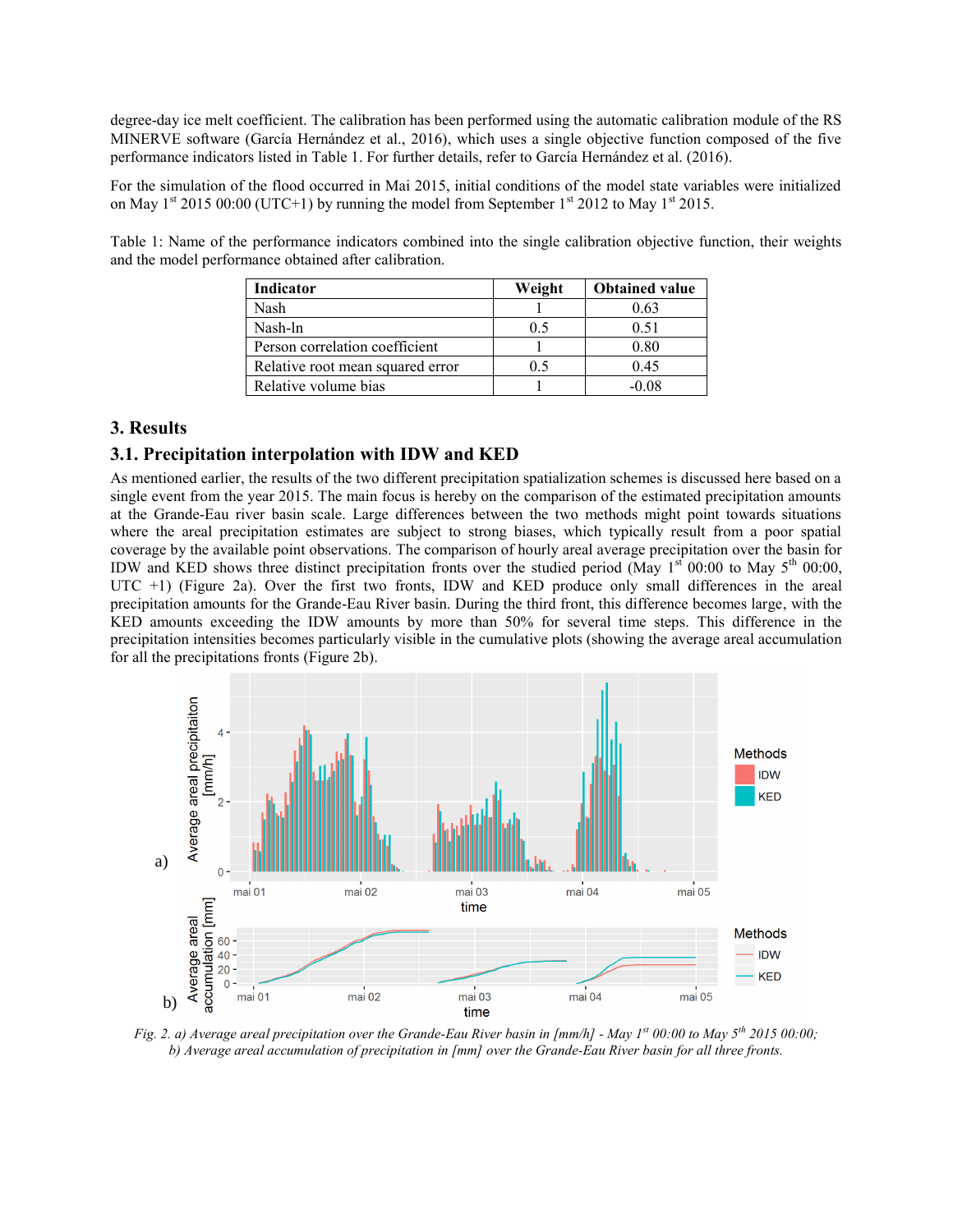degree-day ice melt coefficient. The calibration has been performed using the automatic calibration module of the RS MINERVE software (García Hernández et al., 2016), which uses a single objective function composed of the five performance indicators listed in Table 1. For further details, refer to García Hernández et al. (2016).

For the simulation of the flood occurred in Mai 2015, initial conditions of the model state variables were initialized on May 1st 2015 00:00 (UTC+1) by running the model from September 1st 2012 to May 1st 2015.

Table 1: Name of the performance indicators combined into the single calibration objective function, their weights and the model performance obtained after calibration.

| Indicator | Weight | Obtained value |
|---|---|---|
| Nash | 1 | 0.63 |
| Nash-ln | 0.5 | 0.51 |
| Person correlation coefficient | 1 | 0.80 |
| Relative root mean squared error | 0.5 | 0.45 |
| Relative volume bias | 1 | -0.08 |

## 3. Results

### 3.1. Precipitation interpolation with IDW and KED

As mentioned earlier, the results of the two different precipitation spatialization schemes is discussed here based on a single event from the year 2015. The main focus is hereby on the comparison of the estimated precipitation amounts at the Grande-Eau river basin scale. Large differences between the two methods might point towards situations where the areal precipitation estimates are subject to strong biases, which typically result from a poor spatial coverage by the available point observations. The comparison of hourly areal average precipitation over the basin for IDW and KED shows three distinct precipitation fronts over the studied period (May 1st 00:00 to May 5th 00:00, UTC +1) (Figure 2a). Over the first two fronts, IDW and KED produce only small differences in the areal precipitation amounts for the Grande-Eau River basin. During the third front, this difference becomes large, with the KED amounts exceeding the IDW amounts by more than 50% for several time steps. This difference in the precipitation intensities becomes particularly visible in the cumulative plots (showing the average areal accumulation for all the precipitations fronts (Figure 2b).

*Fig. 2. a) Average areal precipitation over the Grande-Eau River basin in [mm/h] - May 1st 00:00 to May 5th 2015 00:00; b) Average areal accumulation of precipitation in [mm] over the Grande-Eau River basin for all three fronts.*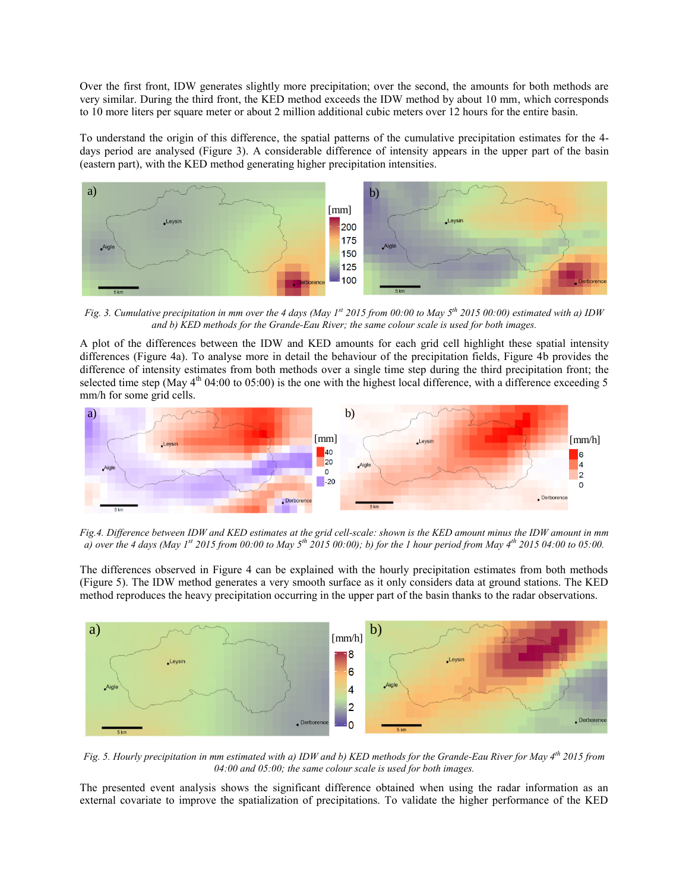Over the first front, IDW generates slightly more precipitation; over the second, the amounts for both methods are very similar. During the third front, the KED method exceeds the IDW method by about 10 mm, which corresponds to 10 more liters per square meter or about 2 million additional cubic meters over 12 hours for the entire basin.

To understand the origin of this difference, the spatial patterns of the cumulative precipitation estimates for the 4-days period are analysed (Figure 3). A considerable difference of intensity appears in the upper part of the basin (eastern part), with the KED method generating higher precipitation intensities.

*Fig. 3. Cumulative precipitation in mm over the 4 days (May 1st 2015 from 00:00 to May 5th 2015 00:00) estimated with a) IDW and b) KED methods for the Grande-Eau River; the same colour scale is used for both images.*

A plot of the differences between the IDW and KED amounts for each grid cell highlight these spatial intensity differences (Figure 4a). To analyse more in detail the behaviour of the precipitation fields, Figure 4b provides the difference of intensity estimates from both methods over a single time step during the third precipitation front; the selected time step (May 4th 04:00 to 05:00) is the one with the highest local difference, with a difference exceeding 5 mm/h for some grid cells.

*Fig.4. Difference between IDW and KED estimates at the grid cell-scale: shown is the KED amount minus the IDW amount in mm a) over the 4 days (May 1st 2015 from 00:00 to May 5th 2015 00:00); b) for the 1 hour period from May 4th 2015 04:00 to 05:00.*

The differences observed in Figure 4 can be explained with the hourly precipitation estimates from both methods (Figure 5). The IDW method generates a very smooth surface as it only considers data at ground stations. The KED method reproduces the heavy precipitation occurring in the upper part of the basin thanks to the radar observations.

*Fig. 5. Hourly precipitation in mm estimated with a) IDW and b) KED methods for the Grande-Eau River for May 4th 2015 from 04:00 and 05:00; the same colour scale is used for both images.*

The presented event analysis shows the significant difference obtained when using the radar information as an external covariate to improve the spatialization of precipitations. To validate the higher performance of the KED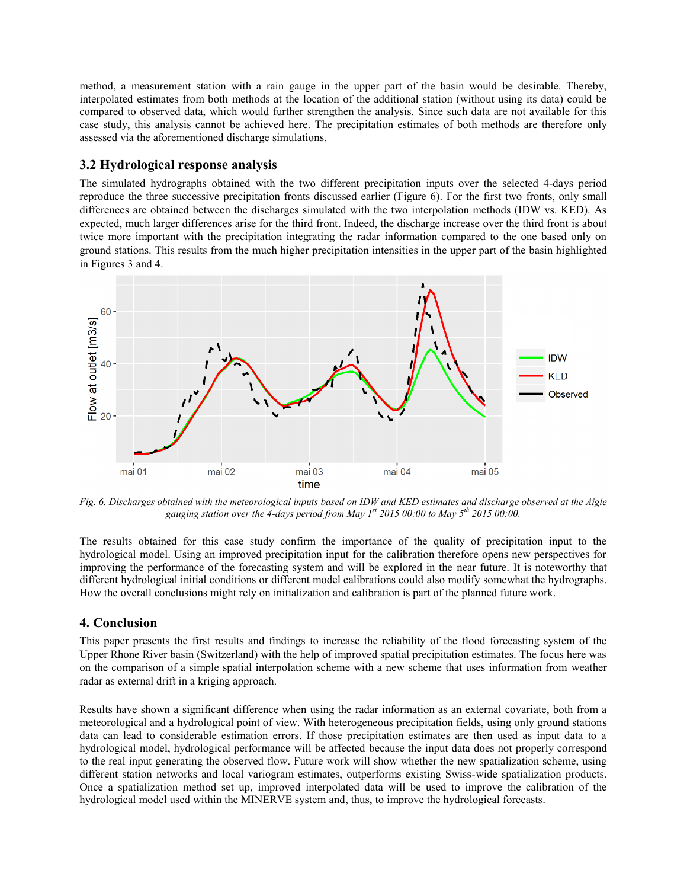method, a measurement station with a rain gauge in the upper part of the basin would be desirable. Thereby, interpolated estimates from both methods at the location of the additional station (without using its data) could be compared to observed data, which would further strengthen the analysis. Since such data are not available for this case study, this analysis cannot be achieved here. The precipitation estimates of both methods are therefore only assessed via the aforementioned discharge simulations.

### 3.2 Hydrological response analysis

The simulated hydrographs obtained with the two different precipitation inputs over the selected 4-days period reproduce the three successive precipitation fronts discussed earlier (Figure 6). For the first two fronts, only small differences are obtained between the discharges simulated with the two interpolation methods (IDW vs. KED). As expected, much larger differences arise for the third front. Indeed, the discharge increase over the third front is about twice more important with the precipitation integrating the radar information compared to the one based only on ground stations. This results from the much higher precipitation intensities in the upper part of the basin highlighted in Figures 3 and 4.

*Fig. 6. Discharges obtained with the meteorological inputs based on IDW and KED estimates and discharge observed at the Aigle gauging station over the 4-days period from May 1st 2015 00:00 to May 5th 2015 00:00.*

The results obtained for this case study confirm the importance of the quality of precipitation input to the hydrological model. Using an improved precipitation input for the calibration therefore opens new perspectives for improving the performance of the forecasting system and will be explored in the near future. It is noteworthy that different hydrological initial conditions or different model calibrations could also modify somewhat the hydrographs. How the overall conclusions might rely on initialization and calibration is part of the planned future work.

## 4. Conclusion

This paper presents the first results and findings to increase the reliability of the flood forecasting system of the Upper Rhone River basin (Switzerland) with the help of improved spatial precipitation estimates. The focus here was on the comparison of a simple spatial interpolation scheme with a new scheme that uses information from weather radar as external drift in a kriging approach.

Results have shown a significant difference when using the radar information as an external covariate, both from a meteorological and a hydrological point of view. With heterogeneous precipitation fields, using only ground stations data can lead to considerable estimation errors. If those precipitation estimates are then used as input data to a hydrological model, hydrological performance will be affected because the input data does not properly correspond to the real input generating the observed flow. Future work will show whether the new spatialization scheme, using different station networks and local variogram estimates, outperforms existing Swiss-wide spatialization products. Once a spatialization method set up, improved interpolated data will be used to improve the calibration of the hydrological model used within the MINERVE system and, thus, to improve the hydrological forecasts.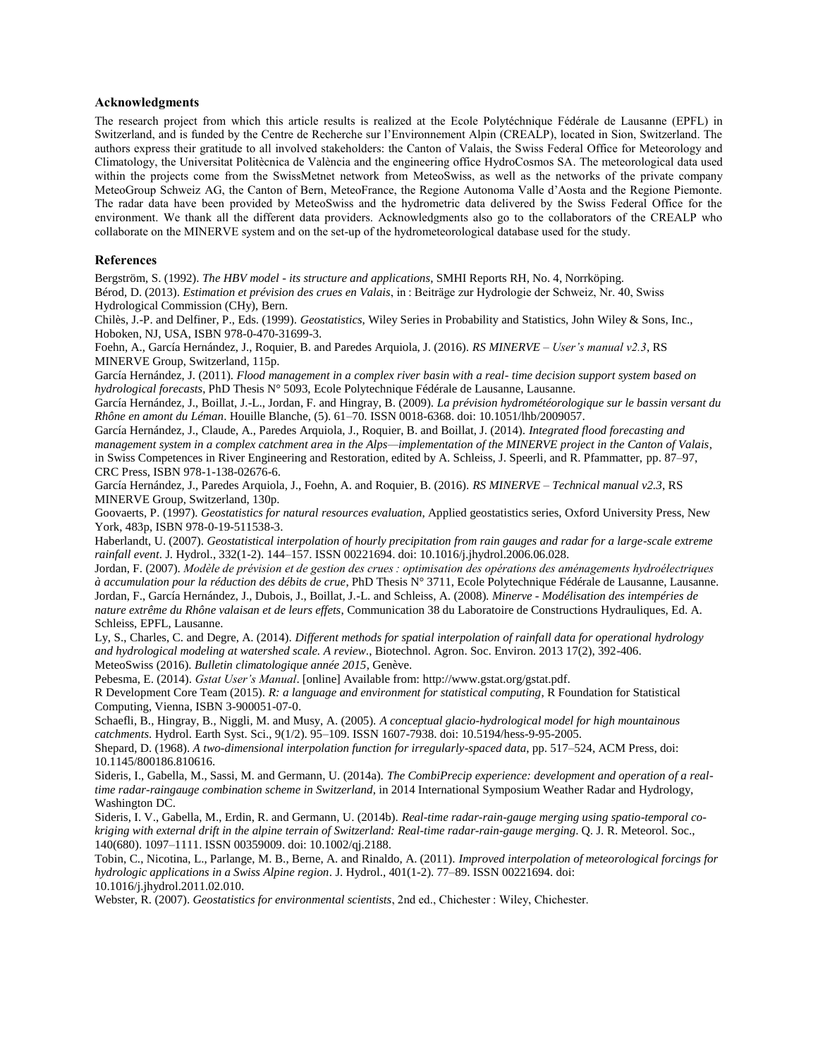## Acknowledgments

The research project from which this article results is realized at the Ecole Polytéchnique Fédérale de Lausanne (EPFL) in Switzerland, and is funded by the Centre de Recherche sur l'Environnement Alpin (CREALP), located in Sion, Switzerland. The authors express their gratitude to all involved stakeholders: the Canton of Valais, the Swiss Federal Office for Meteorology and Climatology, the Universitat Politècnica de València and the engineering office HydroCosmos SA. The meteorological data used within the projects come from the SwissMetnet network from MeteoSwiss, as well as the networks of the private company MeteoGroup Schweiz AG, the Canton of Bern, MeteoFrance, the Regione Autonoma Valle d'Aosta and the Regione Piemonte. The radar data have been provided by MeteoSwiss and the hydrometric data delivered by the Swiss Federal Office for the environment. We thank all the different data providers. Acknowledgments also go to the collaborators of the CREALP who collaborate on the MINERVE system and on the set-up of the hydrometeorological database used for the study.

## References

Bergström, S. (1992). *The HBV model - its structure and applications*, SMHI Reports RH, No. 4, Norrköping.

Bérod, D. (2013). *Estimation et prévision des crues en Valais*, in : Beiträge zur Hydrologie der Schweiz, Nr. 40, Swiss Hydrological Commission (CHy), Bern.

Chilès, J.-P. and Delfiner, P., Eds. (1999). *Geostatistics*, Wiley Series in Probability and Statistics, John Wiley & Sons, Inc., Hoboken, NJ, USA, ISBN 978-0-470-31699-3.

Foehn, A., García Hernández, J., Roquier, B. and Paredes Arquiola, J. (2016). *RS MINERVE – User's manual v2.3*, RS MINERVE Group, Switzerland, 115p.

García Hernández, J. (2011). *Flood management in a complex river basin with a real- time decision support system based on hydrological forecasts*, PhD Thesis N° 5093, Ecole Polytechnique Fédérale de Lausanne, Lausanne.

García Hernández, J., Boillat, J.-L., Jordan, F. and Hingray, B. (2009). *La prévision hydrométéorologique sur le bassin versant du Rhône en amont du Léman*. Houille Blanche, (5). 61–70. ISSN 0018-6368. doi: 10.1051/lhb/2009057.

García Hernández, J., Claude, A., Paredes Arquiola, J., Roquier, B. and Boillat, J. (2014). *Integrated flood forecasting and management system in a complex catchment area in the Alps—implementation of the MINERVE project in the Canton of Valais*, in Swiss Competences in River Engineering and Restoration, edited by A. Schleiss, J. Speerli, and R. Pfammatter, pp. 87–97, CRC Press, ISBN 978-1-138-02676-6.

García Hernández, J., Paredes Arquiola, J., Foehn, A. and Roquier, B. (2016). *RS MINERVE – Technical manual v2.3*, RS MINERVE Group, Switzerland, 130p.

Goovaerts, P. (1997). *Geostatistics for natural resources evaluation*, Applied geostatistics series, Oxford University Press, New York, 483p, ISBN 978-0-19-511538-3.

Haberlandt, U. (2007). *Geostatistical interpolation of hourly precipitation from rain gauges and radar for a large-scale extreme rainfall event*. J. Hydrol., 332(1-2). 144–157. ISSN 00221694. doi: 10.1016/j.jhydrol.2006.06.028.

Jordan, F. (2007). *Modèle de prévision et de gestion des crues : optimisation des opérations des aménagements hydroélectriques à accumulation pour la réduction des débits de crue*, PhD Thesis N° 3711, Ecole Polytechnique Fédérale de Lausanne, Lausanne.

Jordan, F., García Hernández, J., Dubois, J., Boillat, J.-L. and Schleiss, A. (2008). *Minerve - Modélisation des intempéries de nature extrême du Rhône valaisan et de leurs effets*, Communication 38 du Laboratoire de Constructions Hydrauliques, Ed. A. Schleiss, EPFL, Lausanne.

Ly, S., Charles, C. and Degre, A. (2014). *Different methods for spatial interpolation of rainfall data for operational hydrology and hydrological modeling at watershed scale. A review*., Biotechnol. Agron. Soc. Environ. 2013 17(2), 392-406.

MeteoSwiss (2016). *Bulletin climatologique année 2015*, Genève.

Pebesma, E. (2014). *Gstat User's Manual*. [online] Available from: http://www.gstat.org/gstat.pdf.

R Development Core Team (2015). *R: a language and environment for statistical computing*, R Foundation for Statistical Computing, Vienna, ISBN 3-900051-07-0.

Schaefli, B., Hingray, B., Niggli, M. and Musy, A. (2005). *A conceptual glacio-hydrological model for high mountainous catchments*. Hydrol. Earth Syst. Sci., 9(1/2). 95–109. ISSN 1607-7938. doi: 10.5194/hess-9-95-2005.

Shepard, D. (1968). *A two-dimensional interpolation function for irregularly-spaced data*, pp. 517–524, ACM Press, doi: 10.1145/800186.810616.

Sideris, I., Gabella, M., Sassi, M. and Germann, U. (2014a). *The CombiPrecip experience: development and operation of a real-time radar-raingauge combination scheme in Switzerland*, in 2014 International Symposium Weather Radar and Hydrology, Washington DC.

Sideris, I. V., Gabella, M., Erdin, R. and Germann, U. (2014b). *Real-time radar-rain-gauge merging using spatio-temporal co-kriging with external drift in the alpine terrain of Switzerland: Real-time radar-rain-gauge merging*. Q. J. R. Meteorol. Soc., 140(680). 1097–1111. ISSN 00359009. doi: 10.1002/qj.2188.

Tobin, C., Nicotina, L., Parlange, M. B., Berne, A. and Rinaldo, A. (2011). *Improved interpolation of meteorological forcings for hydrologic applications in a Swiss Alpine region*. J. Hydrol., 401(1-2). 77–89. ISSN 00221694. doi: 10.1016/j.jhydrol.2011.02.010.

Webster, R. (2007). *Geostatistics for environmental scientists*, 2nd ed., Chichester : Wiley, Chichester.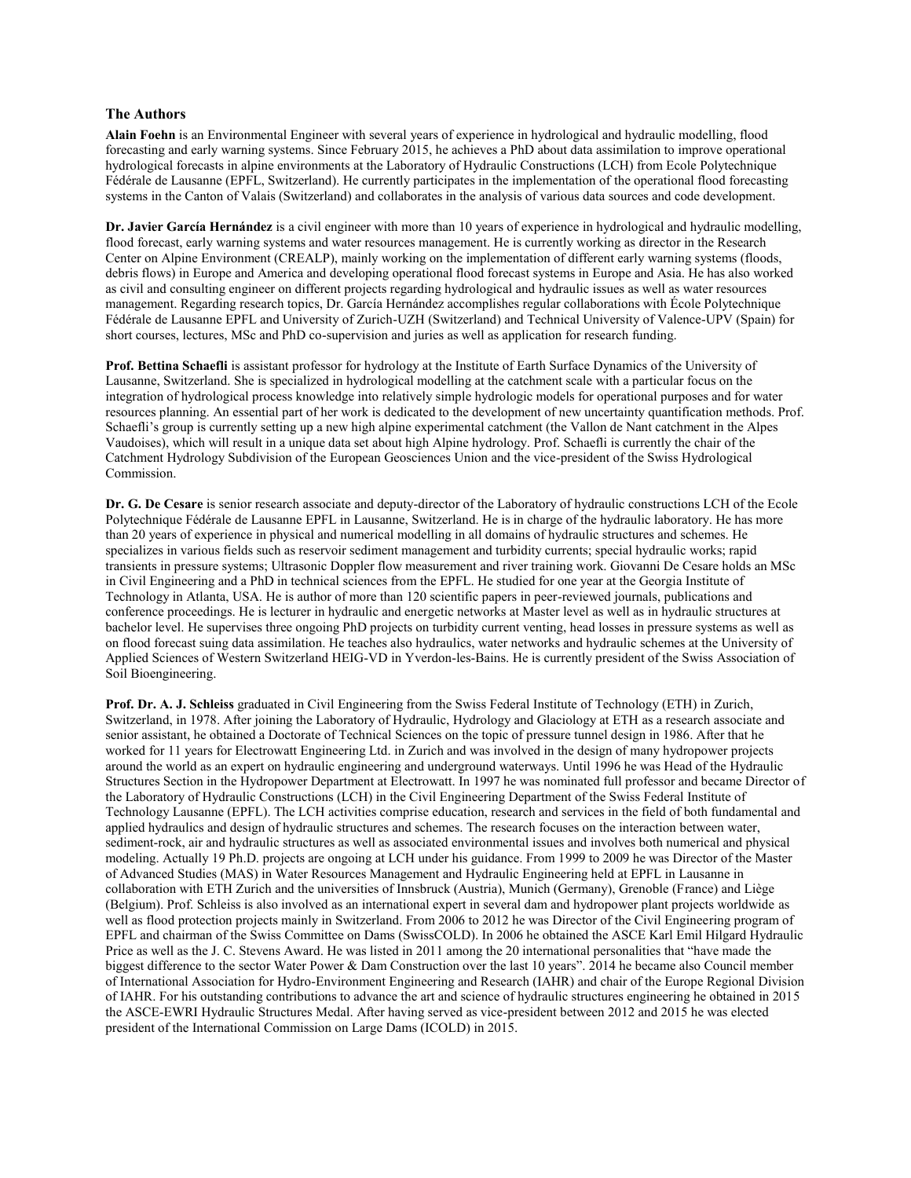### The Authors

**Alain Foehn** is an Environmental Engineer with several years of experience in hydrological and hydraulic modelling, flood forecasting and early warning systems. Since February 2015, he achieves a PhD about data assimilation to improve operational hydrological forecasts in alpine environments at the Laboratory of Hydraulic Constructions (LCH) from Ecole Polytechnique Fédérale de Lausanne (EPFL, Switzerland). He currently participates in the implementation of the operational flood forecasting systems in the Canton of Valais (Switzerland) and collaborates in the analysis of various data sources and code development.

**Dr. Javier García Hernández** is a civil engineer with more than 10 years of experience in hydrological and hydraulic modelling, flood forecast, early warning systems and water resources management. He is currently working as director in the Research Center on Alpine Environment (CREALP), mainly working on the implementation of different early warning systems (floods, debris flows) in Europe and America and developing operational flood forecast systems in Europe and Asia. He has also worked as civil and consulting engineer on different projects regarding hydrological and hydraulic issues as well as water resources management. Regarding research topics, Dr. García Hernández accomplishes regular collaborations with École Polytechnique Fédérale de Lausanne EPFL and University of Zurich-UZH (Switzerland) and Technical University of Valence-UPV (Spain) for short courses, lectures, MSc and PhD co-supervision and juries as well as application for research funding.

**Prof. Bettina Schaefli** is assistant professor for hydrology at the Institute of Earth Surface Dynamics of the University of Lausanne, Switzerland. She is specialized in hydrological modelling at the catchment scale with a particular focus on the integration of hydrological process knowledge into relatively simple hydrologic models for operational purposes and for water resources planning. An essential part of her work is dedicated to the development of new uncertainty quantification methods. Prof. Schaefli's group is currently setting up a new high alpine experimental catchment (the Vallon de Nant catchment in the Alpes Vaudoises), which will result in a unique data set about high Alpine hydrology. Prof. Schaefli is currently the chair of the Catchment Hydrology Subdivision of the European Geosciences Union and the vice-president of the Swiss Hydrological Commission.

**Dr. G. De Cesare** is senior research associate and deputy-director of the Laboratory of hydraulic constructions LCH of the Ecole Polytechnique Fédérale de Lausanne EPFL in Lausanne, Switzerland. He is in charge of the hydraulic laboratory. He has more than 20 years of experience in physical and numerical modelling in all domains of hydraulic structures and schemes. He specializes in various fields such as reservoir sediment management and turbidity currents; special hydraulic works; rapid transients in pressure systems; Ultrasonic Doppler flow measurement and river training work. Giovanni De Cesare holds an MSc in Civil Engineering and a PhD in technical sciences from the EPFL. He studied for one year at the Georgia Institute of Technology in Atlanta, USA. He is author of more than 120 scientific papers in peer-reviewed journals, publications and conference proceedings. He is lecturer in hydraulic and energetic networks at Master level as well as in hydraulic structures at bachelor level. He supervises three ongoing PhD projects on turbidity current venting, head losses in pressure systems as well as on flood forecast suing data assimilation. He teaches also hydraulics, water networks and hydraulic schemes at the University of Applied Sciences of Western Switzerland HEIG-VD in Yverdon-les-Bains. He is currently president of the Swiss Association of Soil Bioengineering.

**Prof. Dr. A. J. Schleiss** graduated in Civil Engineering from the Swiss Federal Institute of Technology (ETH) in Zurich, Switzerland, in 1978. After joining the Laboratory of Hydraulic, Hydrology and Glaciology at ETH as a research associate and senior assistant, he obtained a Doctorate of Technical Sciences on the topic of pressure tunnel design in 1986. After that he worked for 11 years for Electrowatt Engineering Ltd. in Zurich and was involved in the design of many hydropower projects around the world as an expert on hydraulic engineering and underground waterways. Until 1996 he was Head of the Hydraulic Structures Section in the Hydropower Department at Electrowatt. In 1997 he was nominated full professor and became Director of the Laboratory of Hydraulic Constructions (LCH) in the Civil Engineering Department of the Swiss Federal Institute of Technology Lausanne (EPFL). The LCH activities comprise education, research and services in the field of both fundamental and applied hydraulics and design of hydraulic structures and schemes. The research focuses on the interaction between water, sediment-rock, air and hydraulic structures as well as associated environmental issues and involves both numerical and physical modeling. Actually 19 Ph.D. projects are ongoing at LCH under his guidance. From 1999 to 2009 he was Director of the Master of Advanced Studies (MAS) in Water Resources Management and Hydraulic Engineering held at EPFL in Lausanne in collaboration with ETH Zurich and the universities of Innsbruck (Austria), Munich (Germany), Grenoble (France) and Liège (Belgium). Prof. Schleiss is also involved as an international expert in several dam and hydropower plant projects worldwide as well as flood protection projects mainly in Switzerland. From 2006 to 2012 he was Director of the Civil Engineering program of EPFL and chairman of the Swiss Committee on Dams (SwissCOLD). In 2006 he obtained the ASCE Karl Emil Hilgard Hydraulic Price as well as the J. C. Stevens Award. He was listed in 2011 among the 20 international personalities that "have made the biggest difference to the sector Water Power & Dam Construction over the last 10 years". 2014 he became also Council member of International Association for Hydro-Environment Engineering and Research (IAHR) and chair of the Europe Regional Division of IAHR. For his outstanding contributions to advance the art and science of hydraulic structures engineering he obtained in 2015 the ASCE-EWRI Hydraulic Structures Medal. After having served as vice-president between 2012 and 2015 he was elected president of the International Commission on Large Dams (ICOLD) in 2015.